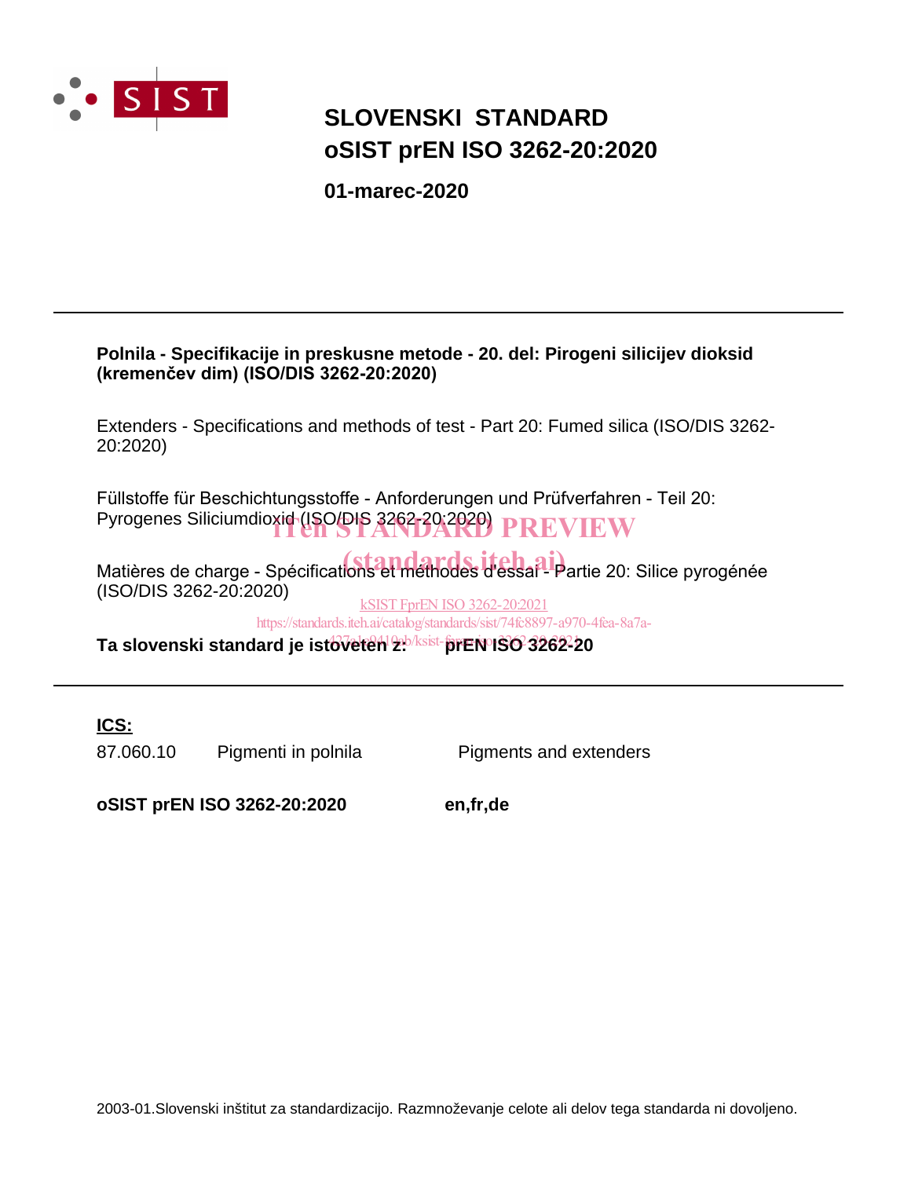SIST

# SLOVENSKI STANDARD
# oSIST prEN ISO 3262-20:2020

**01-marec-2020**

---

**Polnila - Specifikacije in preskusne metode - 20. del: Pirogeni silicijev dioksid (kremenčev dim) (ISO/DIS 3262-20:2020)**

Extenders - Specifications and methods of test - Part 20: Fumed silica (ISO/DIS 3262-20:2020)

Füllstoffe für Beschichtungsstoffe - Anforderungen und Prüfverfahren - Teil 20: Pyrogenes Siliciumdioxid (ISO/DIS 3262-20:2020)

Matières de charge - Spécifications et méthodes d'essai - Partie 20: Silice pyrogénée (ISO/DIS 3262-20:2020)

**Ta slovenski standard je istoveten z: prEN ISO 3262-20**

---

**ICS:**

| | | |
|---|---|---|
| 87.060.10 | Pigmenti in polnila | Pigments and extenders |

**oSIST prEN ISO 3262-20:2020** **en,fr,de**

2003-01.Slovenski inštitut za standardizacijo. Razmnoževanje celote ali delov tega standarda ni dovoljeno.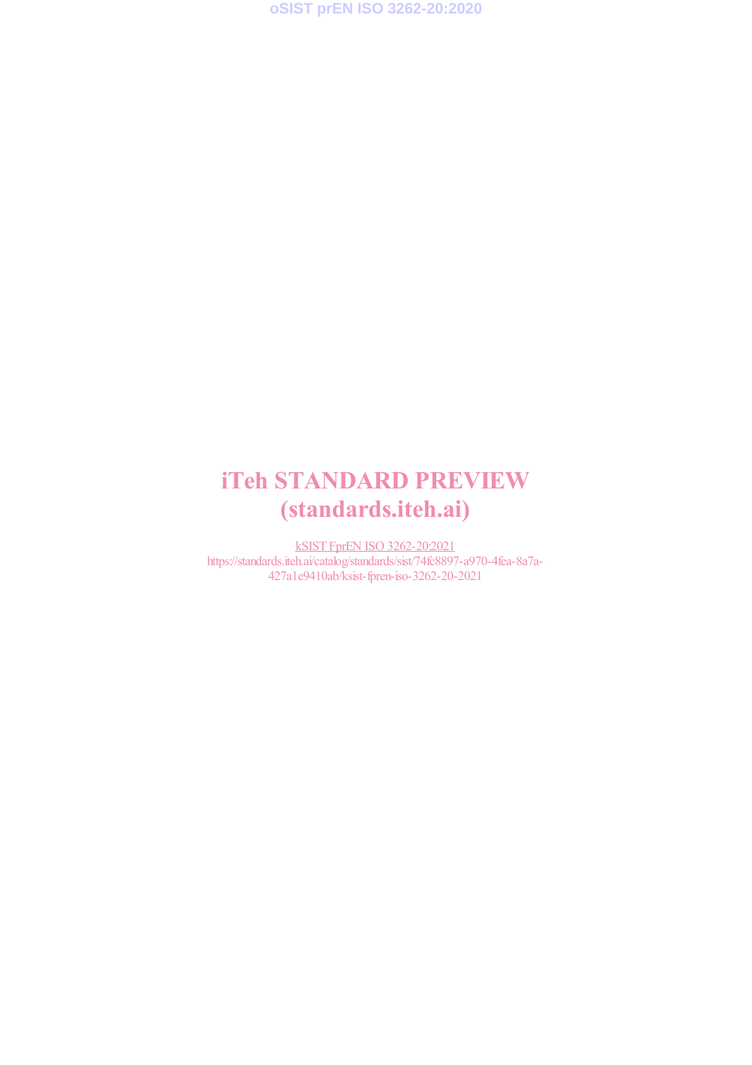iTeh STANDARD PREVIEW
(standards.iteh.ai)

kSIST FprEN ISO 3262-20:2021
https://standards.iteh.ai/catalog/standards/sist/74fc8897-a970-4fea-8a7a-427a1e9410ab/ksist-fpren-iso-3262-20-2021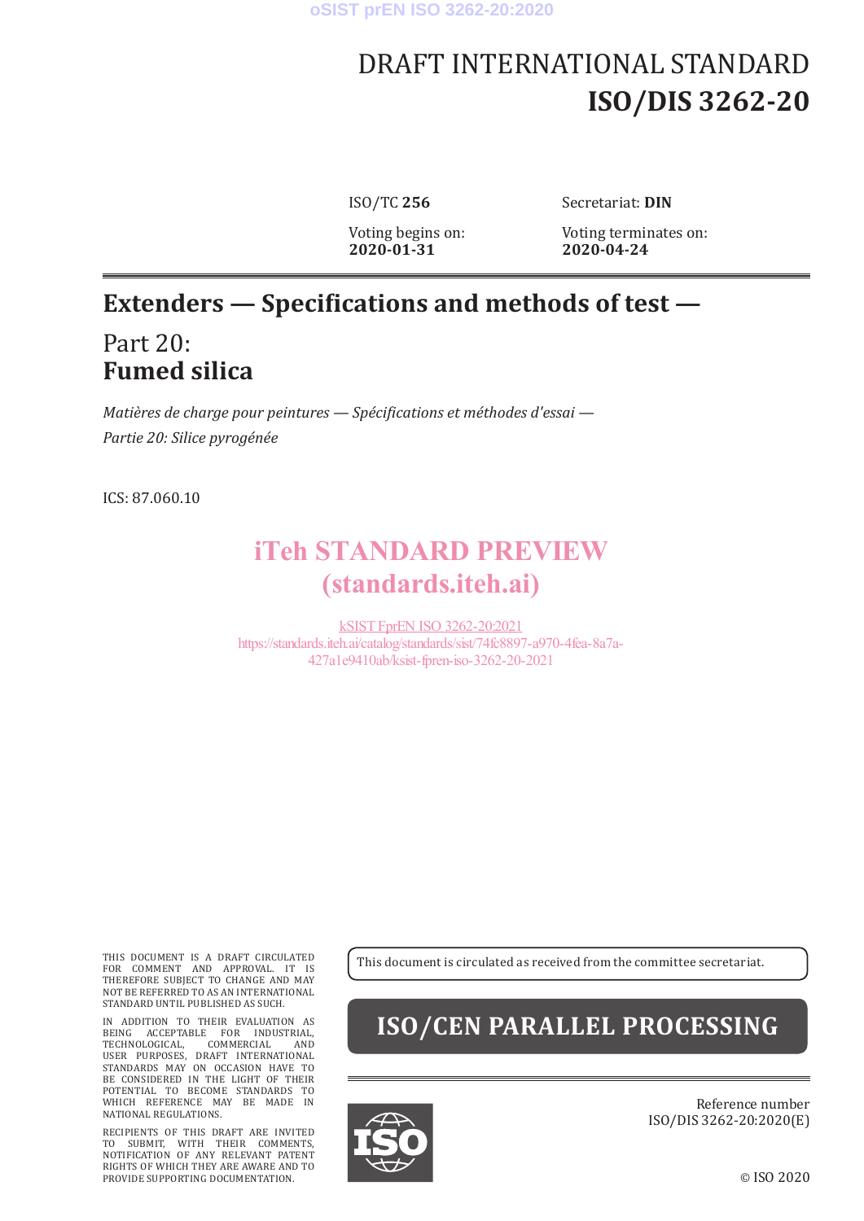oSIST prEN ISO 3262-20:2020

# DRAFT INTERNATIONAL STANDARD
# ISO/DIS 3262-20

ISO/TC **256** | Secretariat: **DIN**

Voting begins on: **2020-01-31** | Voting terminates on: **2020-04-24**

## Extenders — Specifications and methods of test —

## Part 20: **Fumed silica**

*Matières de charge pour peintures — Spécifications et méthodes d'essai — Partie 20: Silice pyrogénée*

ICS: 87.060.10

iTeh STANDARD PREVIEW
(standards.iteh.ai)

kSIST FprEN ISO 3262-20:2021
https://standards.iteh.ai/catalog/standards/sist/74fc8897-a970-4fea-8a7a-427a1e9410ab/ksist-fpren-iso-3262-20-2021

THIS DOCUMENT IS A DRAFT CIRCULATED FOR COMMENT AND APPROVAL. IT IS THEREFORE SUBJECT TO CHANGE AND MAY NOT BE REFERRED TO AS AN INTERNATIONAL STANDARD UNTIL PUBLISHED AS SUCH.

IN ADDITION TO THEIR EVALUATION AS BEING ACCEPTABLE FOR INDUSTRIAL, TECHNOLOGICAL, COMMERCIAL AND USER PURPOSES, DRAFT INTERNATIONAL STANDARDS MAY ON OCCASION HAVE TO BE CONSIDERED IN THE LIGHT OF THEIR POTENTIAL TO BECOME STANDARDS TO WHICH REFERENCE MAY BE MADE IN NATIONAL REGULATIONS.

RECIPIENTS OF THIS DRAFT ARE INVITED TO SUBMIT, WITH THEIR COMMENTS, NOTIFICATION OF ANY RELEVANT PATENT RIGHTS OF WHICH THEY ARE AWARE AND TO PROVIDE SUPPORTING DOCUMENTATION.

This document is circulated as received from the committee secretariat.

**ISO/CEN PARALLEL PROCESSING**

Reference number
ISO/DIS 3262-20:2020(E)

© ISO 2020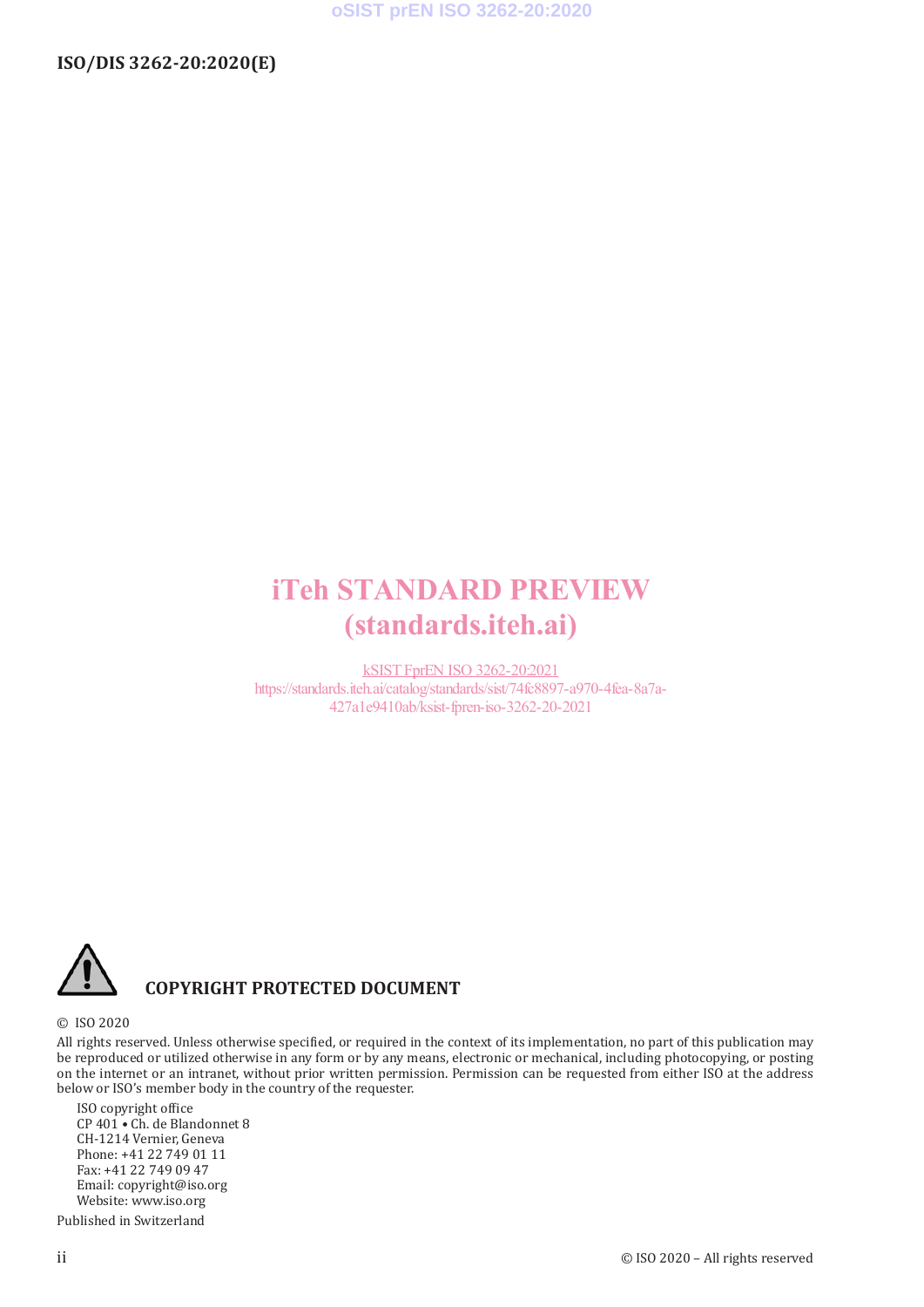iTeh STANDARD PREVIEW
(standards.iteh.ai)

kSIST FprEN ISO 3262-20:2021
https://standards.iteh.ai/catalog/standards/sist/74fc8897-a970-4fea-8a7a-427a1e9410ab/ksist-fpren-iso-3262-20-2021

**COPYRIGHT PROTECTED DOCUMENT**

© ISO 2020

All rights reserved. Unless otherwise specified, or required in the context of its implementation, no part of this publication may be reproduced or utilized otherwise in any form or by any means, electronic or mechanical, including photocopying, or posting on the internet or an intranet, without prior written permission. Permission can be requested from either ISO at the address below or ISO's member body in the country of the requester.

ISO copyright office
CP 401 • Ch. de Blandonnet 8
CH-1214 Vernier, Geneva
Phone: +41 22 749 01 11
Fax: +41 22 749 09 47
Email: copyright@iso.org
Website: www.iso.org

Published in Switzerland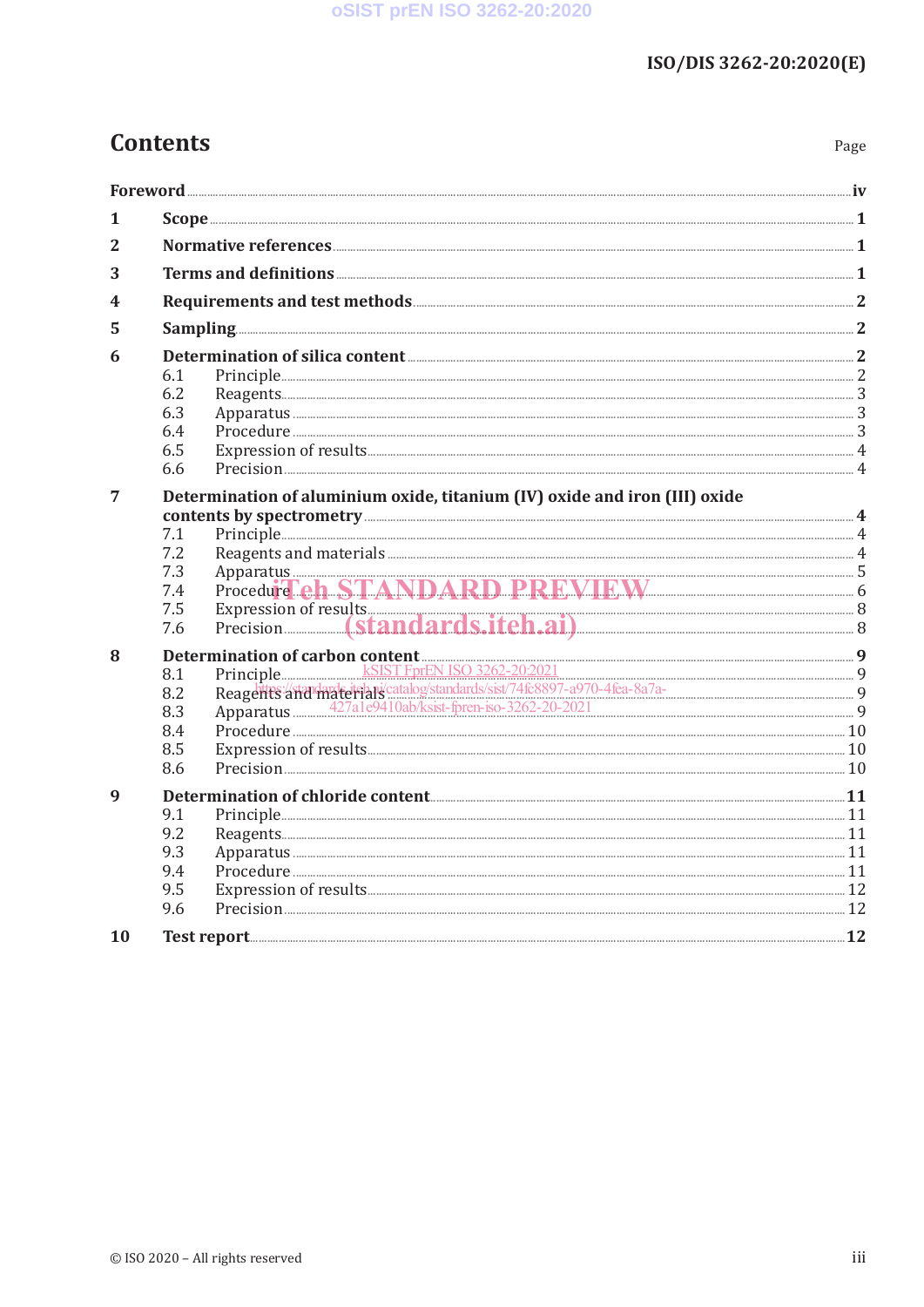# Contents

| | | Page |
|---|---|---|
| **Foreword** | | **iv** |
| **1** | **Scope** | **1** |
| **2** | **Normative references** | **1** |
| **3** | **Terms and definitions** | **1** |
| **4** | **Requirements and test methods** | **2** |
| **5** | **Sampling** | **2** |
| **6** | **Determination of silica content** | **2** |
| | 6.1 Principle | 2 |
| | 6.2 Reagents | 3 |
| | 6.3 Apparatus | 3 |
| | 6.4 Procedure | 3 |
| | 6.5 Expression of results | 4 |
| | 6.6 Precision | 4 |
| **7** | **Determination of aluminium oxide, titanium (IV) oxide and iron (III) oxide contents by spectrometry** | **4** |
| | 7.1 Principle | 4 |
| | 7.2 Reagents and materials | 4 |
| | 7.3 Apparatus | 5 |
| | 7.4 Procedure | 6 |
| | 7.5 Expression of results | 8 |
| | 7.6 Precision | 8 |
| **8** | **Determination of carbon content** | **9** |
| | 8.1 Principle | 9 |
| | 8.2 Reagents and materials | 9 |
| | 8.3 Apparatus | 9 |
| | 8.4 Procedure | 10 |
| | 8.5 Expression of results | 10 |
| | 8.6 Precision | 10 |
| **9** | **Determination of chloride content** | **11** |
| | 9.1 Principle | 11 |
| | 9.2 Reagents | 11 |
| | 9.3 Apparatus | 11 |
| | 9.4 Procedure | 11 |
| | 9.5 Expression of results | 12 |
| | 9.6 Precision | 12 |
| **10** | **Test report** | **12** |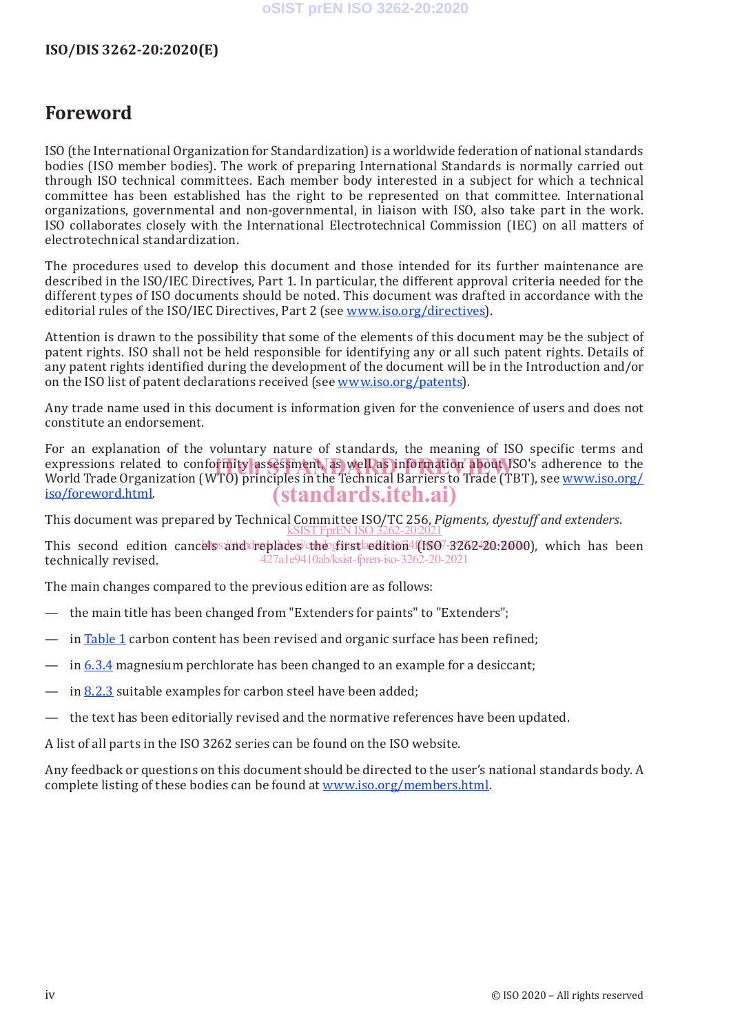# Foreword

ISO (the International Organization for Standardization) is a worldwide federation of national standards bodies (ISO member bodies). The work of preparing International Standards is normally carried out through ISO technical committees. Each member body interested in a subject for which a technical committee has been established has the right to be represented on that committee. International organizations, governmental and non-governmental, in liaison with ISO, also take part in the work. ISO collaborates closely with the International Electrotechnical Commission (IEC) on all matters of electrotechnical standardization.

The procedures used to develop this document and those intended for its further maintenance are described in the ISO/IEC Directives, Part 1. In particular, the different approval criteria needed for the different types of ISO documents should be noted. This document was drafted in accordance with the editorial rules of the ISO/IEC Directives, Part 2 (see www.iso.org/directives).

Attention is drawn to the possibility that some of the elements of this document may be the subject of patent rights. ISO shall not be held responsible for identifying any or all such patent rights. Details of any patent rights identified during the development of the document will be in the Introduction and/or on the ISO list of patent declarations received (see www.iso.org/patents).

Any trade name used in this document is information given for the convenience of users and does not constitute an endorsement.

For an explanation of the voluntary nature of standards, the meaning of ISO specific terms and expressions related to conformity assessment, as well as information about ISO's adherence to the World Trade Organization (WTO) principles in the Technical Barriers to Trade (TBT), see www.iso.org/iso/foreword.html.

This document was prepared by Technical Committee ISO/TC 256, *Pigments, dyestuff and extenders*.

This second edition cancels and replaces the first edition (ISO 3262-20:2000), which has been technically revised.

The main changes compared to the previous edition are as follows:

— the main title has been changed from "Extenders for paints" to "Extenders";

— in Table 1 carbon content has been revised and organic surface has been refined;

— in 6.3.4 magnesium perchlorate has been changed to an example for a desiccant;

— in 8.2.3 suitable examples for carbon steel have been added;

— the text has been editorially revised and the normative references have been updated.

A list of all parts in the ISO 3262 series can be found on the ISO website.

Any feedback or questions on this document should be directed to the user's national standards body. A complete listing of these bodies can be found at www.iso.org/members.html.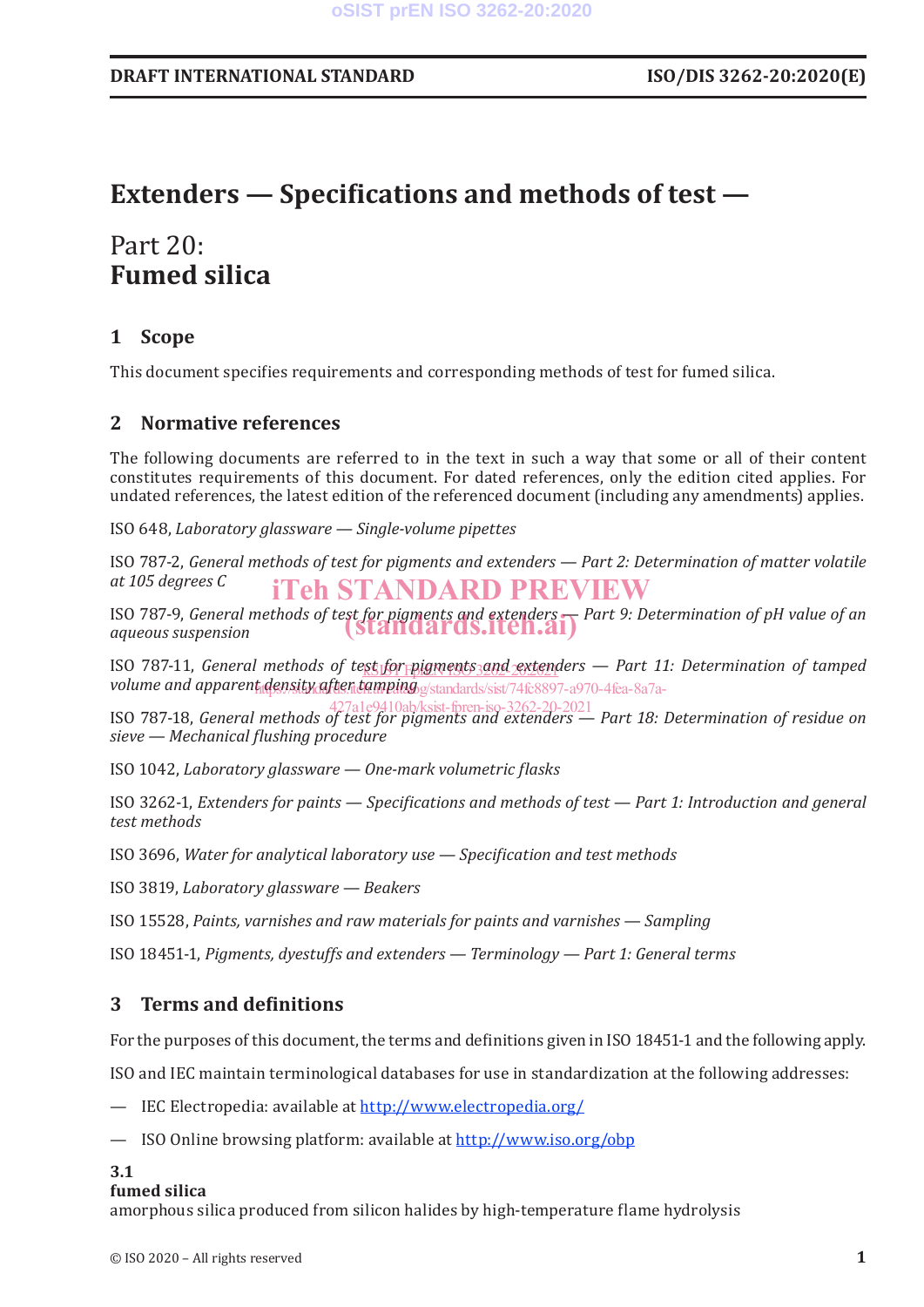# Extenders — Specifications and methods of test —

## Part 20:
## Fumed silica

## 1 Scope

This document specifies requirements and corresponding methods of test for fumed silica.

## 2 Normative references

The following documents are referred to in the text in such a way that some or all of their content constitutes requirements of this document. For dated references, only the edition cited applies. For undated references, the latest edition of the referenced document (including any amendments) applies.

ISO 648, *Laboratory glassware — Single-volume pipettes*

ISO 787-2, *General methods of test for pigments and extenders — Part 2: Determination of matter volatile at 105 degrees C*

ISO 787-9, *General methods of test for pigments and extenders — Part 9: Determination of pH value of an aqueous suspension*

ISO 787-11, *General methods of test for pigments and extenders — Part 11: Determination of tamped volume and apparent density after tamping*

ISO 787-18, *General methods of test for pigments and extenders — Part 18: Determination of residue on sieve — Mechanical flushing procedure*

ISO 1042, *Laboratory glassware — One-mark volumetric flasks*

ISO 3262-1, *Extenders for paints — Specifications and methods of test — Part 1: Introduction and general test methods*

ISO 3696, *Water for analytical laboratory use — Specification and test methods*

ISO 3819, *Laboratory glassware — Beakers*

ISO 15528, *Paints, varnishes and raw materials for paints and varnishes — Sampling*

ISO 18451-1, *Pigments, dyestuffs and extenders — Terminology — Part 1: General terms*

## 3 Terms and definitions

For the purposes of this document, the terms and definitions given in ISO 18451-1 and the following apply.

ISO and IEC maintain terminological databases for use in standardization at the following addresses:

— IEC Electropedia: available at http://www.electropedia.org/

— ISO Online browsing platform: available at http://www.iso.org/obp

**3.1**
**fumed silica**
amorphous silica produced from silicon halides by high-temperature flame hydrolysis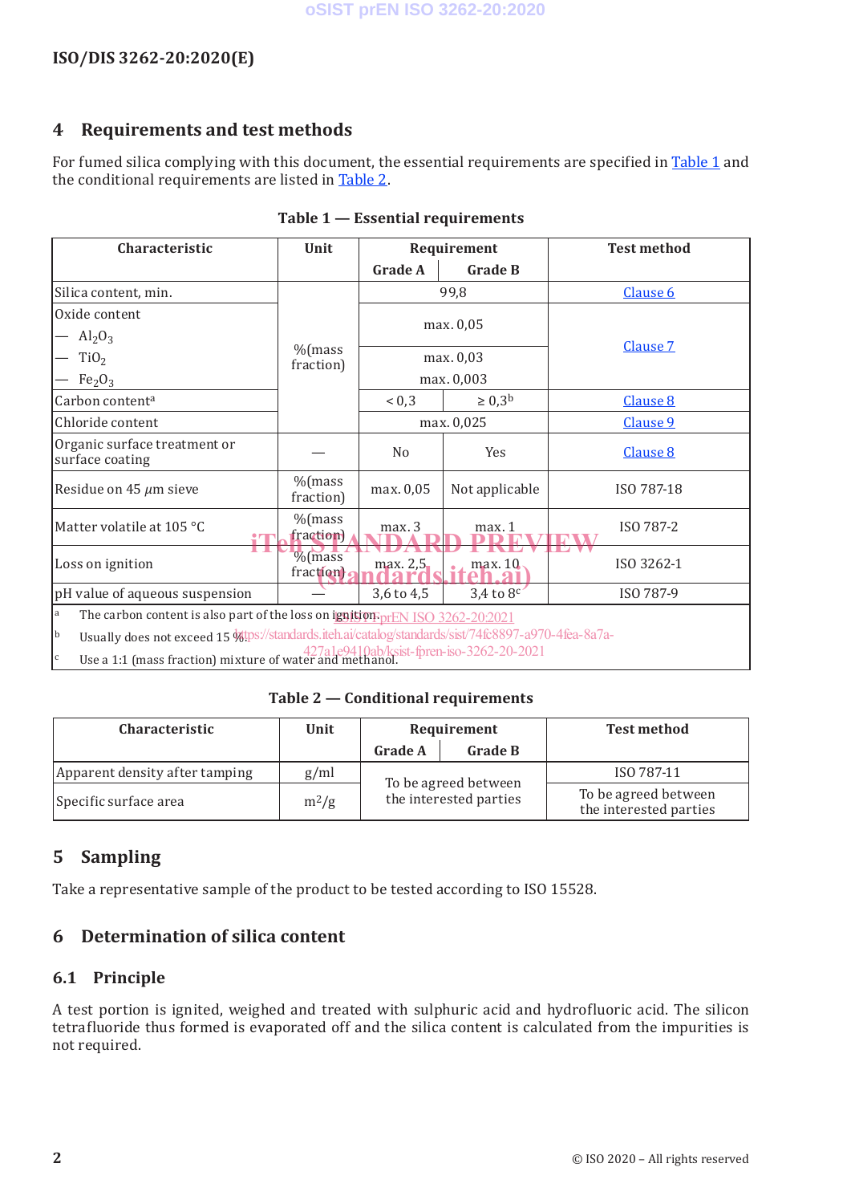## 4 Requirements and test methods

For fumed silica complying with this document, the essential requirements are specified in Table 1 and the conditional requirements are listed in Table 2.

**Table 1 — Essential requirements**

| Characteristic | Unit | Requirement | | Test method |
|---|---|---|---|---|
| | | Grade A | Grade B | |
| Silica content, min. | %(mass fraction) | 99,8 | | Clause 6 |
| Oxide content<br>— $Al_2O_3$<br>— $TiO_2$<br>— $Fe_2O_3$ | %(mass fraction) | max. 0,05<br>max. 0,03<br>max. 0,003 | | Clause 7 |
| Carbon content[a] | %(mass fraction) | < 0,3 | ≥ 0,3[b] | Clause 8 |
| Chloride content | %(mass fraction) | max. 0,025 | | Clause 9 |
| Organic surface treatment or surface coating | — | No | Yes | Clause 8 |
| Residue on 45 μm sieve | %(mass fraction) | max. 0,05 | Not applicable | ISO 787-18 |
| Matter volatile at 105 °C | %(mass fraction) | max. 3 | max. 1 | ISO 787-2 |
| Loss on ignition | %(mass fraction) | max. 2,5 | max. 10 | ISO 3262-1 |
| pH value of aqueous suspension | — | 3,6 to 4,5 | 3,4 to 8[c] | ISO 787-9 |

[a] The carbon content is also part of the loss on ignition.

[b] Usually does not exceed 15 %.

[c] Use a 1:1 (mass fraction) mixture of water and methanol.

**Table 2 — Conditional requirements**

| Characteristic | Unit | Requirement | | Test method |
|---|---|---|---|---|
| | | Grade A | Grade B | |
| Apparent density after tamping | g/ml | To be agreed between the interested parties | | ISO 787-11 |
| Specific surface area | $m^2/g$ | To be agreed between the interested parties | | To be agreed between the interested parties |

## 5 Sampling

Take a representative sample of the product to be tested according to ISO 15528.

## 6 Determination of silica content

### 6.1 Principle

A test portion is ignited, weighed and treated with sulphuric acid and hydrofluoric acid. The silicon tetrafluoride thus formed is evaporated off and the silica content is calculated from the impurities is not required.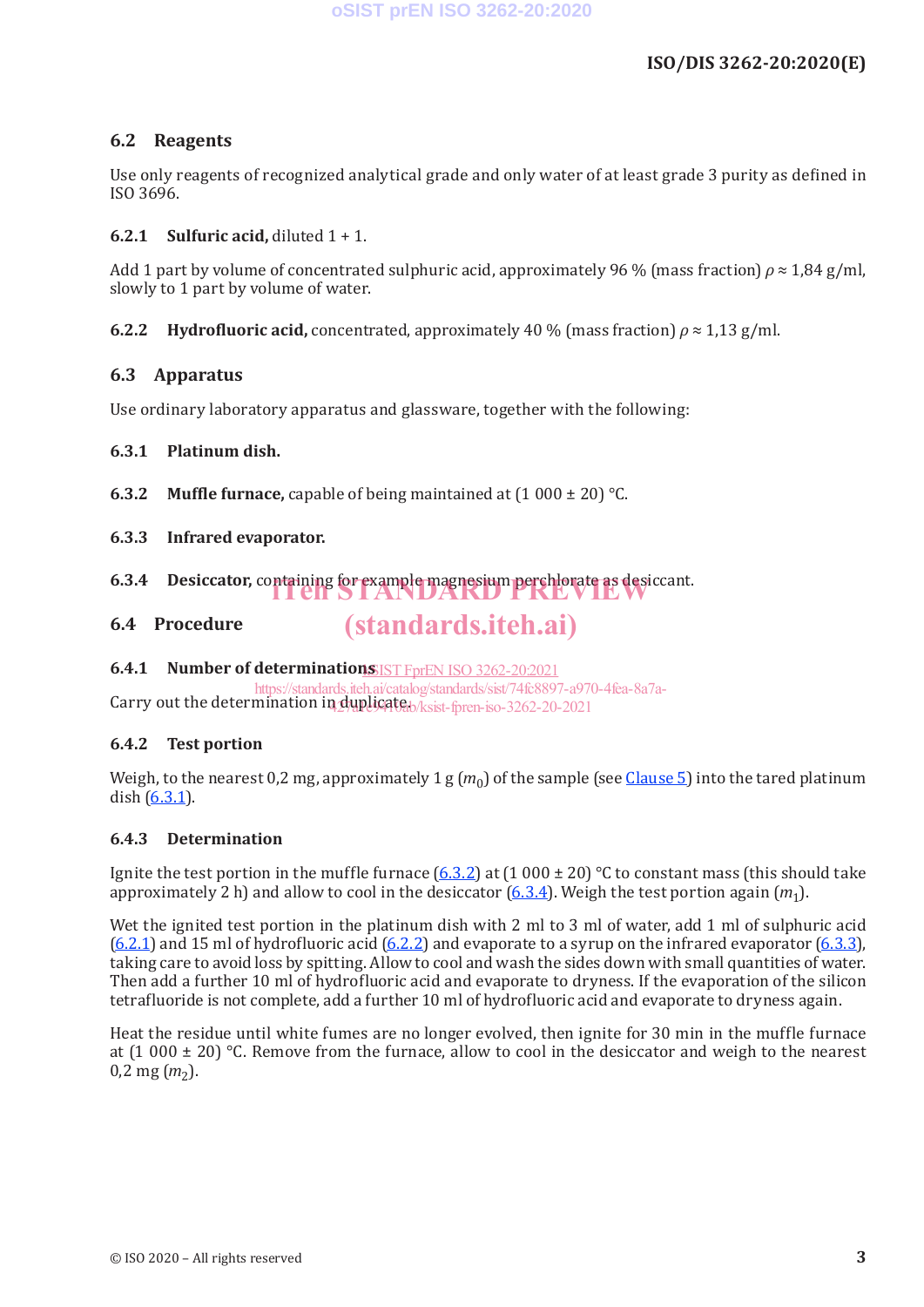## 6.2 Reagents

Use only reagents of recognized analytical grade and only water of at least grade 3 purity as defined in ISO 3696.

### 6.2.1 Sulfuric acid, diluted 1 + 1.

Add 1 part by volume of concentrated sulphuric acid, approximately 96 % (mass fraction) $\rho \approx 1{,}84$ g/ml, slowly to 1 part by volume of water.

### 6.2.2 Hydrofluoric acid, concentrated, approximately 40 % (mass fraction) $\rho \approx 1{,}13$ g/ml.

## 6.3 Apparatus

Use ordinary laboratory apparatus and glassware, together with the following:

### 6.3.1 Platinum dish.

### 6.3.2 Muffle furnace, capable of being maintained at (1 000 ± 20) °C.

### 6.3.3 Infrared evaporator.

### 6.3.4 Desiccator, containing for example magnesium perchlorate as desiccant.

## 6.4 Procedure

### 6.4.1 Number of determinations

Carry out the determination in duplicate.

### 6.4.2 Test portion

Weigh, to the nearest 0,2 mg, approximately 1 g ($m_0$) of the sample (see Clause 5) into the tared platinum dish (6.3.1).

### 6.4.3 Determination

Ignite the test portion in the muffle furnace (6.3.2) at (1 000 ± 20) °C to constant mass (this should take approximately 2 h) and allow to cool in the desiccator (6.3.4). Weigh the test portion again ($m_1$).

Wet the ignited test portion in the platinum dish with 2 ml to 3 ml of water, add 1 ml of sulphuric acid (6.2.1) and 15 ml of hydrofluoric acid (6.2.2) and evaporate to a syrup on the infrared evaporator (6.3.3), taking care to avoid loss by spitting. Allow to cool and wash the sides down with small quantities of water. Then add a further 10 ml of hydrofluoric acid and evaporate to dryness. If the evaporation of the silicon tetrafluoride is not complete, add a further 10 ml of hydrofluoric acid and evaporate to dryness again.

Heat the residue until white fumes are no longer evolved, then ignite for 30 min in the muffle furnace at (1 000 ± 20) °C. Remove from the furnace, allow to cool in the desiccator and weigh to the nearest 0,2 mg ($m_2$).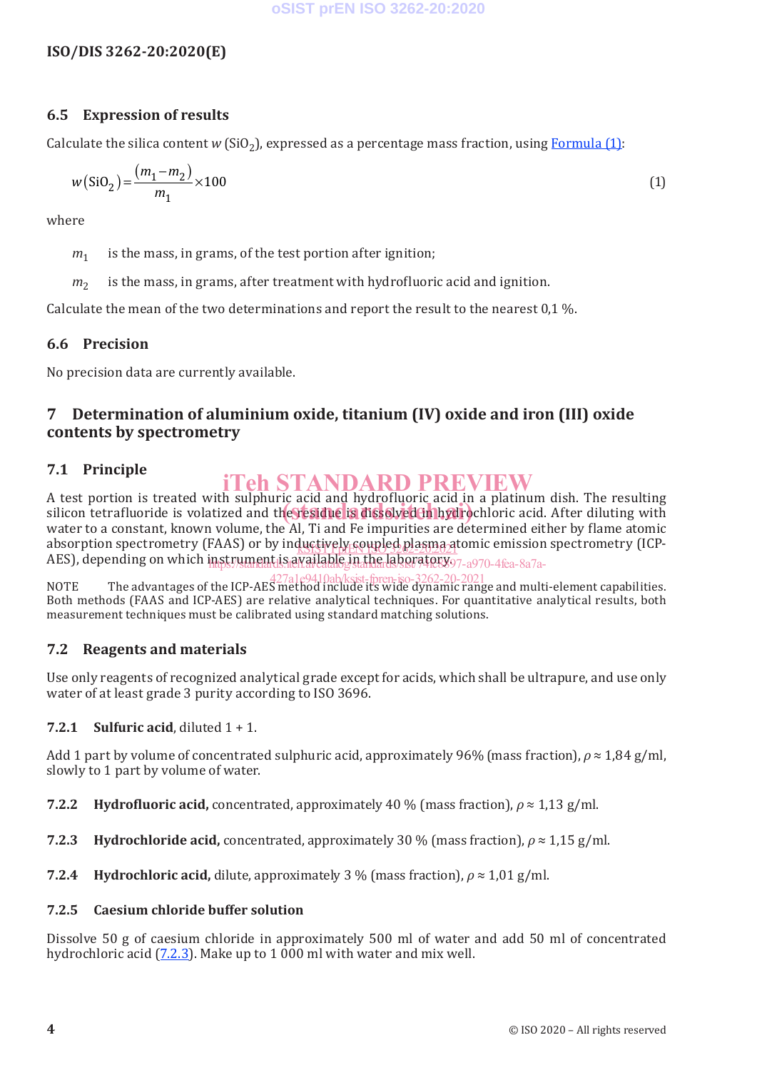## 6.5 Expression of results

Calculate the silica content $w$ ($SiO_2$), expressed as a percentage mass fraction, using Formula (1):

$$w(SiO_2) = \frac{(m_1 - m_2)}{m_1} \times 100 \tag{1}$$

where

$m_1$ is the mass, in grams, of the test portion after ignition;

$m_2$ is the mass, in grams, after treatment with hydrofluoric acid and ignition.

Calculate the mean of the two determinations and report the result to the nearest 0,1 %.

## 6.6 Precision

No precision data are currently available.

# 7 Determination of aluminium oxide, titanium (IV) oxide and iron (III) oxide contents by spectrometry

## 7.1 Principle

A test portion is treated with sulphuric acid and hydrofluoric acid in a platinum dish. The resulting silicon tetrafluoride is volatized and the residue is dissolved in hydrochloric acid. After diluting with water to a constant, known volume, the Al, Ti and Fe impurities are determined either by flame atomic absorption spectrometry (FAAS) or by inductively coupled plasma atomic emission spectrometry (ICP-AES), depending on which instrument is available in the laboratory.

NOTE The advantages of the ICP-AES method include its wide dynamic range and multi-element capabilities. Both methods (FAAS and ICP-AES) are relative analytical techniques. For quantitative analytical results, both measurement techniques must be calibrated using standard matching solutions.

## 7.2 Reagents and materials

Use only reagents of recognized analytical grade except for acids, which shall be ultrapure, and use only water of at least grade 3 purity according to ISO 3696.

### 7.2.1 **Sulfuric acid**, diluted 1 + 1.

Add 1 part by volume of concentrated sulphuric acid, approximately 96% (mass fraction), $\rho \approx 1{,}84$ g/ml, slowly to 1 part by volume of water.

### 7.2.2 **Hydrofluoric acid,** concentrated, approximately 40 % (mass fraction), $\rho \approx 1{,}13$ g/ml.

### 7.2.3 **Hydrochloride acid,** concentrated, approximately 30 % (mass fraction), $\rho \approx 1{,}15$ g/ml.

### 7.2.4 **Hydrochloric acid,** dilute, approximately 3 % (mass fraction), $\rho \approx 1{,}01$ g/ml.

### 7.2.5 **Caesium chloride buffer solution**

Dissolve 50 g of caesium chloride in approximately 500 ml of water and add 50 ml of concentrated hydrochloric acid (7.2.3). Make up to 1 000 ml with water and mix well.